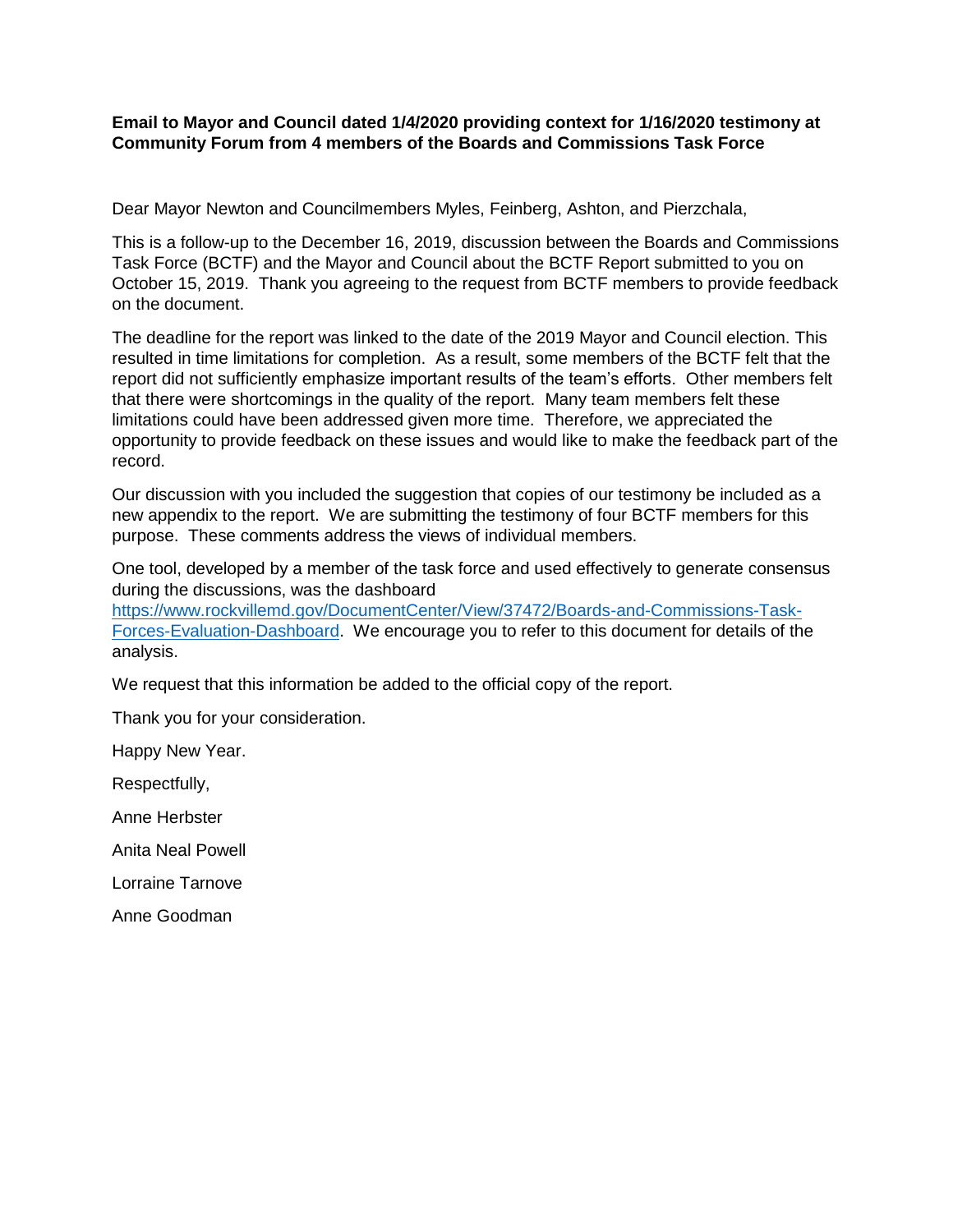**Email to Mayor and Council dated 1/4/2020 providing context for 1/16/2020 testimony at Community Forum from 4 members of the Boards and Commissions Task Force**

Dear Mayor Newton and Councilmembers Myles, Feinberg, Ashton, and Pierzchala,

This is a follow-up to the December 16, 2019, discussion between the Boards and Commissions Task Force (BCTF) and the Mayor and Council about the BCTF Report submitted to you on October 15, 2019. Thank you agreeing to the request from BCTF members to provide feedback on the document.

The deadline for the report was linked to the date of the 2019 Mayor and Council election. This resulted in time limitations for completion. As a result, some members of the BCTF felt that the report did not sufficiently emphasize important results of the team's efforts. Other members felt that there were shortcomings in the quality of the report. Many team members felt these limitations could have been addressed given more time. Therefore, we appreciated the opportunity to provide feedback on these issues and would like to make the feedback part of the record.

Our discussion with you included the suggestion that copies of our testimony be included as a new appendix to the report. We are submitting the testimony of four BCTF members for this purpose. These comments address the views of individual members.

One tool, developed by a member of the task force and used effectively to generate consensus during the discussions, was the dashboard [https://www.rockvillemd.gov/DocumentCenter/View/37472/Boards-and-Commissions-Task-Forces-Evaluation-Dashboard](https://www.rockvillemd.gov/DocumentCenter/View/37472/Boards-and-Commissions-Task-Forces-Evaluation-Dashboard). We encourage you to refer to this document for details of the analysis.

We request that this information be added to the official copy of the report.

Thank you for your consideration.

Happy New Year.

Respectfully,

Anne Herbster

Anita Neal Powell

Lorraine Tarnove

Anne Goodman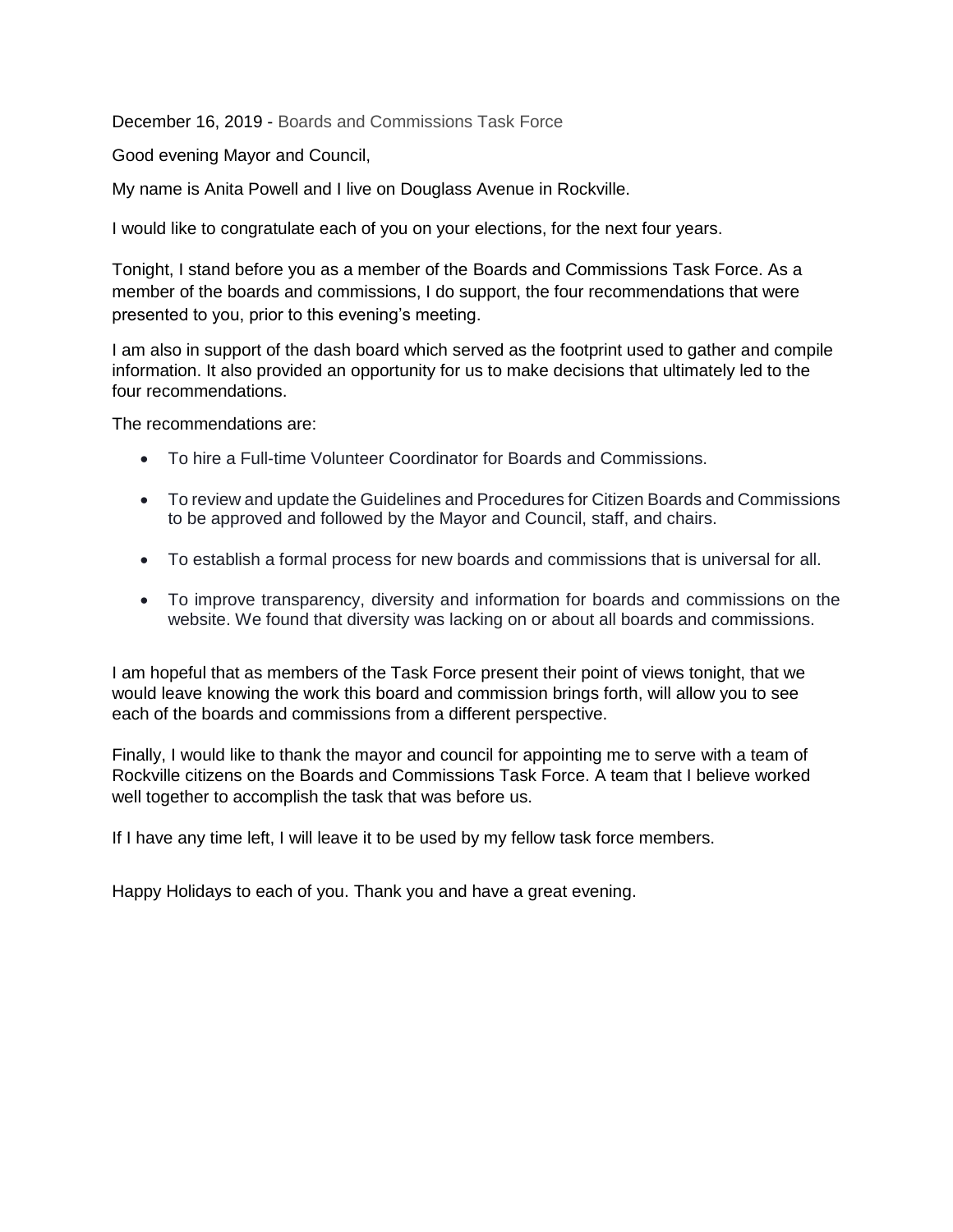December 16, 2019 - Boards and Commissions Task Force

Good evening Mayor and Council,

My name is Anita Powell and I live on Douglass Avenue in Rockville.

I would like to congratulate each of you on your elections, for the next four years.

Tonight, I stand before you as a member of the Boards and Commissions Task Force. As a member of the boards and commissions, I do support, the four recommendations that were presented to you, prior to this evening's meeting.

I am also in support of the dash board which served as the footprint used to gather and compile information. It also provided an opportunity for us to make decisions that ultimately led to the four recommendations.

The recommendations are:

- To hire a Full-time Volunteer Coordinator for Boards and Commissions.
- To review and update the Guidelines and Procedures for Citizen Boards and Commissions to be approved and followed by the Mayor and Council, staff, and chairs.
- To establish a formal process for new boards and commissions that is universal for all.
- To improve transparency, diversity and information for boards and commissions on the website. We found that diversity was lacking on or about all boards and commissions.

I am hopeful that as members of the Task Force present their point of views tonight, that we would leave knowing the work this board and commission brings forth, will allow you to see each of the boards and commissions from a different perspective.

Finally, I would like to thank the mayor and council for appointing me to serve with a team of Rockville citizens on the Boards and Commissions Task Force. A team that I believe worked well together to accomplish the task that was before us.

If I have any time left, I will leave it to be used by my fellow task force members.

Happy Holidays to each of you. Thank you and have a great evening.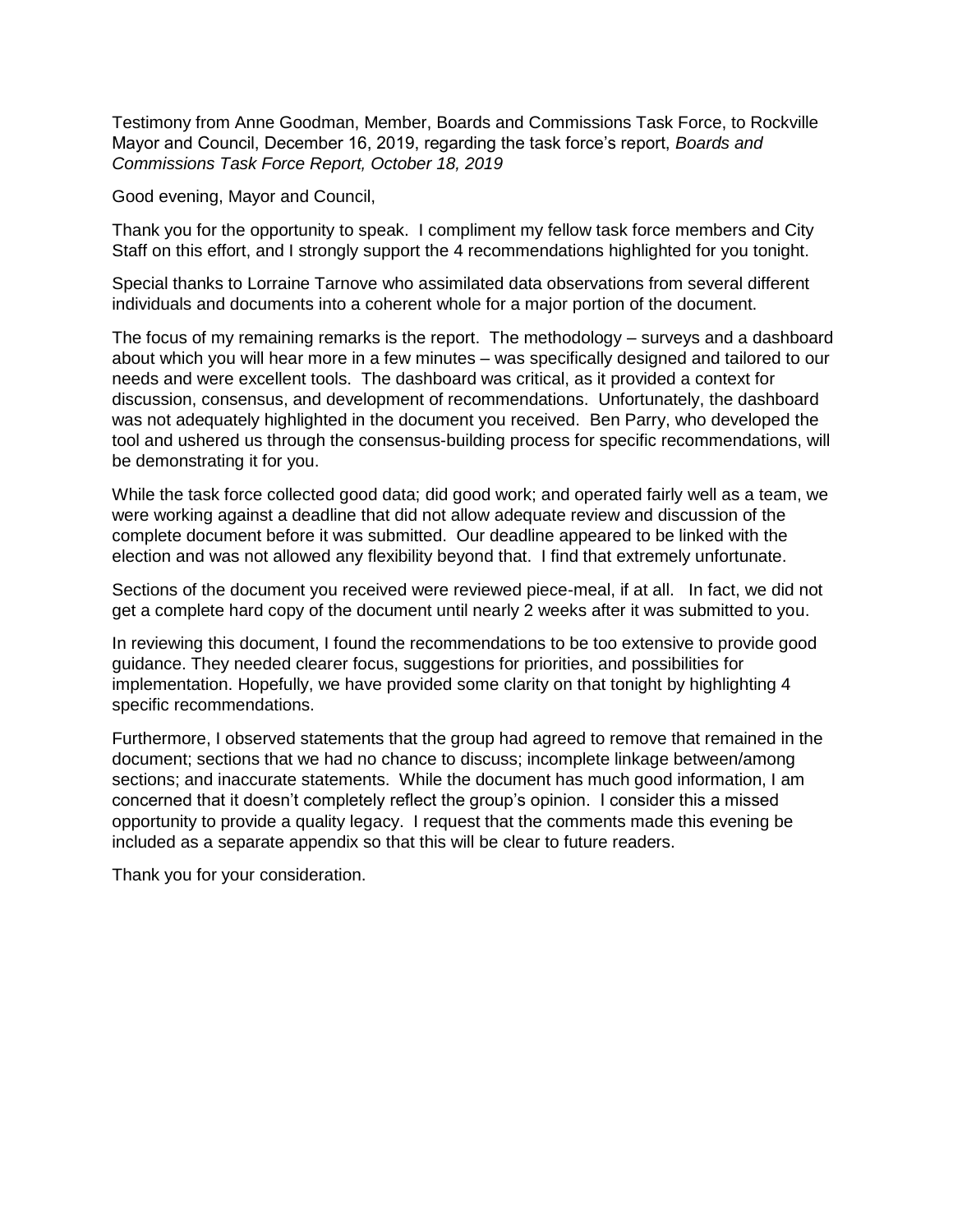Testimony from Anne Goodman, Member, Boards and Commissions Task Force, to Rockville Mayor and Council, December 16, 2019, regarding the task force's report, *Boards and Commissions Task Force Report, October 18, 2019*

Good evening, Mayor and Council,

Thank you for the opportunity to speak. I compliment my fellow task force members and City Staff on this effort, and I strongly support the 4 recommendations highlighted for you tonight.

Special thanks to Lorraine Tarnove who assimilated data observations from several different individuals and documents into a coherent whole for a major portion of the document.

The focus of my remaining remarks is the report. The methodology – surveys and a dashboard about which you will hear more in a few minutes – was specifically designed and tailored to our needs and were excellent tools. The dashboard was critical, as it provided a context for discussion, consensus, and development of recommendations. Unfortunately, the dashboard was not adequately highlighted in the document you received. Ben Parry, who developed the tool and ushered us through the consensus-building process for specific recommendations, will be demonstrating it for you.

While the task force collected good data; did good work; and operated fairly well as a team, we were working against a deadline that did not allow adequate review and discussion of the complete document before it was submitted. Our deadline appeared to be linked with the election and was not allowed any flexibility beyond that. I find that extremely unfortunate.

Sections of the document you received were reviewed piece-meal, if at all. In fact, we did not get a complete hard copy of the document until nearly 2 weeks after it was submitted to you.

In reviewing this document, I found the recommendations to be too extensive to provide good guidance. They needed clearer focus, suggestions for priorities, and possibilities for implementation. Hopefully, we have provided some clarity on that tonight by highlighting 4 specific recommendations.

Furthermore, I observed statements that the group had agreed to remove that remained in the document; sections that we had no chance to discuss; incomplete linkage between/among sections; and inaccurate statements. While the document has much good information, I am concerned that it doesn't completely reflect the group's opinion. I consider this a missed opportunity to provide a quality legacy. I request that the comments made this evening be included as a separate appendix so that this will be clear to future readers.

Thank you for your consideration.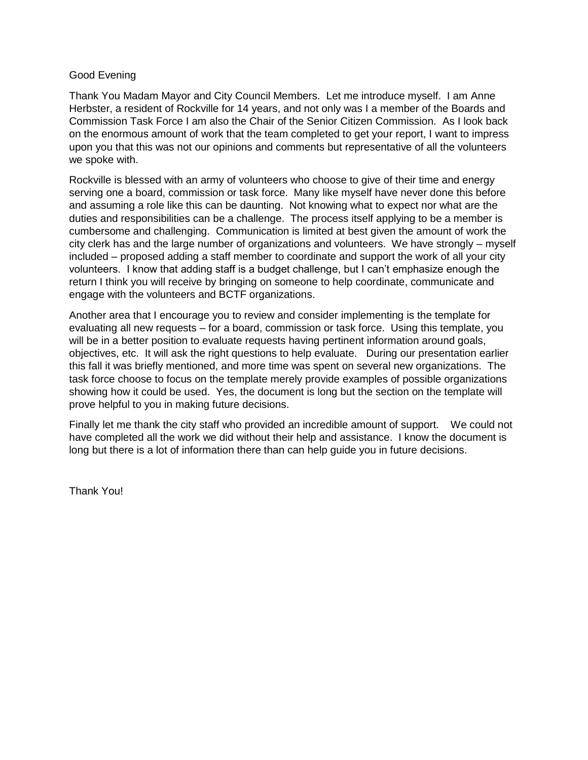Good Evening

Thank You Madam Mayor and City Council Members. Let me introduce myself. I am Anne Herbster, a resident of Rockville for 14 years, and not only was I a member of the Boards and Commission Task Force I am also the Chair of the Senior Citizen Commission. As I look back on the enormous amount of work that the team completed to get your report, I want to impress upon you that this was not our opinions and comments but representative of all the volunteers we spoke with.

Rockville is blessed with an army of volunteers who choose to give of their time and energy serving one a board, commission or task force. Many like myself have never done this before and assuming a role like this can be daunting. Not knowing what to expect nor what are the duties and responsibilities can be a challenge. The process itself applying to be a member is cumbersome and challenging. Communication is limited at best given the amount of work the city clerk has and the large number of organizations and volunteers. We have strongly – myself included – proposed adding a staff member to coordinate and support the work of all your city volunteers. I know that adding staff is a budget challenge, but I can't emphasize enough the return I think you will receive by bringing on someone to help coordinate, communicate and engage with the volunteers and BCTF organizations.

Another area that I encourage you to review and consider implementing is the template for evaluating all new requests – for a board, commission or task force. Using this template, you will be in a better position to evaluate requests having pertinent information around goals, objectives, etc. It will ask the right questions to help evaluate. During our presentation earlier this fall it was briefly mentioned, and more time was spent on several new organizations. The task force choose to focus on the template merely provide examples of possible organizations showing how it could be used. Yes, the document is long but the section on the template will prove helpful to you in making future decisions.

Finally let me thank the city staff who provided an incredible amount of support. We could not have completed all the work we did without their help and assistance. I know the document is long but there is a lot of information there than can help guide you in future decisions.

Thank You!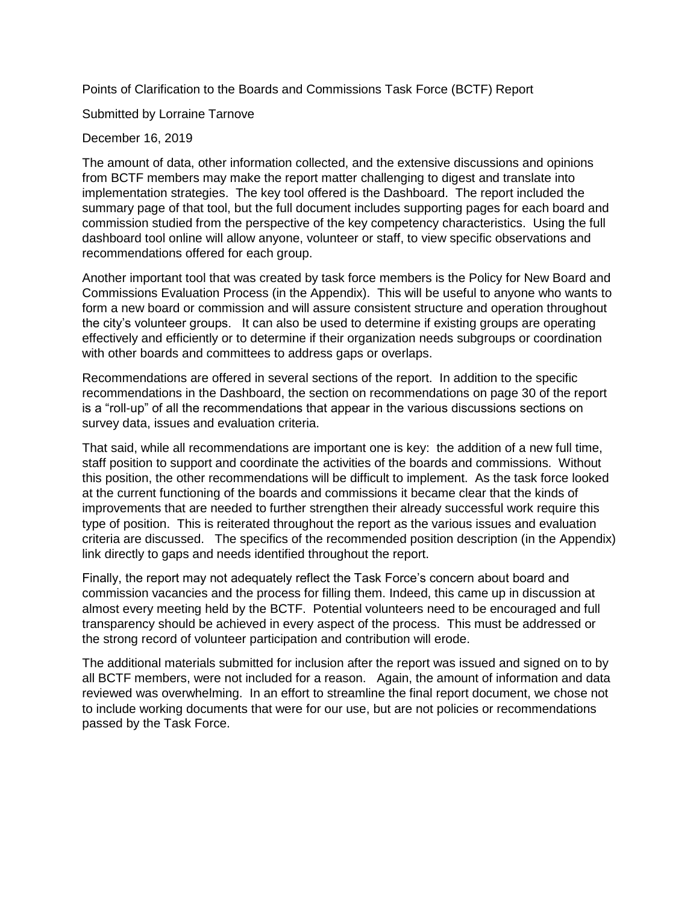Points of Clarification to the Boards and Commissions Task Force (BCTF) Report

Submitted by Lorraine Tarnove

December 16, 2019

The amount of data, other information collected, and the extensive discussions and opinions from BCTF members may make the report matter challenging to digest and translate into implementation strategies. The key tool offered is the Dashboard. The report included the summary page of that tool, but the full document includes supporting pages for each board and commission studied from the perspective of the key competency characteristics. Using the full dashboard tool online will allow anyone, volunteer or staff, to view specific observations and recommendations offered for each group.

Another important tool that was created by task force members is the Policy for New Board and Commissions Evaluation Process (in the Appendix). This will be useful to anyone who wants to form a new board or commission and will assure consistent structure and operation throughout the city's volunteer groups. It can also be used to determine if existing groups are operating effectively and efficiently or to determine if their organization needs subgroups or coordination with other boards and committees to address gaps or overlaps.

Recommendations are offered in several sections of the report. In addition to the specific recommendations in the Dashboard, the section on recommendations on page 30 of the report is a "roll-up" of all the recommendations that appear in the various discussions sections on survey data, issues and evaluation criteria.

That said, while all recommendations are important one is key: the addition of a new full time, staff position to support and coordinate the activities of the boards and commissions. Without this position, the other recommendations will be difficult to implement. As the task force looked at the current functioning of the boards and commissions it became clear that the kinds of improvements that are needed to further strengthen their already successful work require this type of position. This is reiterated throughout the report as the various issues and evaluation criteria are discussed. The specifics of the recommended position description (in the Appendix) link directly to gaps and needs identified throughout the report.

Finally, the report may not adequately reflect the Task Force's concern about board and commission vacancies and the process for filling them. Indeed, this came up in discussion at almost every meeting held by the BCTF. Potential volunteers need to be encouraged and full transparency should be achieved in every aspect of the process. This must be addressed or the strong record of volunteer participation and contribution will erode.

The additional materials submitted for inclusion after the report was issued and signed on to by all BCTF members, were not included for a reason. Again, the amount of information and data reviewed was overwhelming. In an effort to streamline the final report document, we chose not to include working documents that were for our use, but are not policies or recommendations passed by the Task Force.